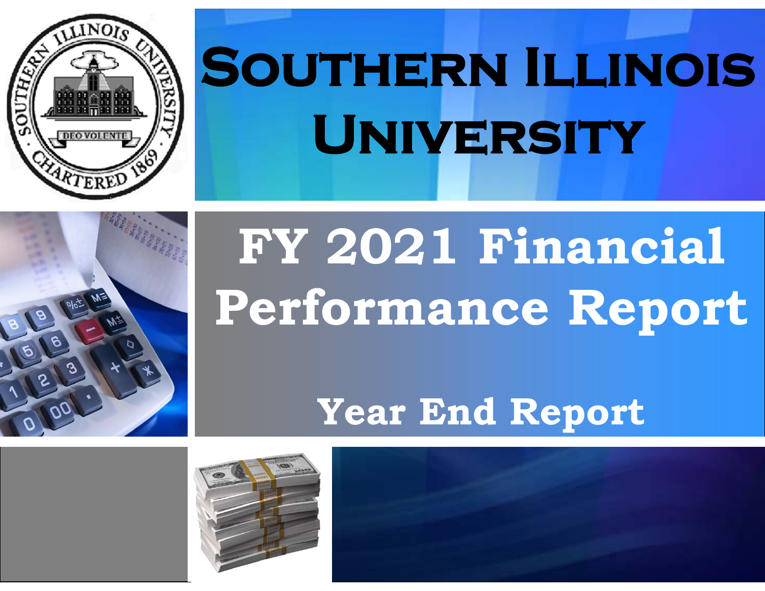# Southern Illinois University

# FY 2021 Financial Performance Report

## Year End Report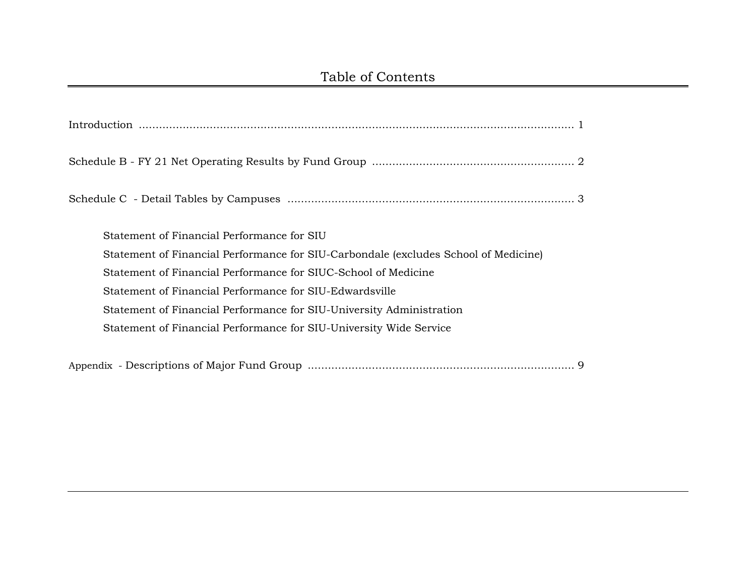# Table of Contents

Introduction .......... 1

Schedule B - FY 21 Net Operating Results by Fund Group .......... 2

Schedule C - Detail Tables by Campuses .......... 3

- Statement of Financial Performance for SIU
- Statement of Financial Performance for SIU-Carbondale (excludes School of Medicine)
- Statement of Financial Performance for SIUC-School of Medicine
- Statement of Financial Performance for SIU-Edwardsville
- Statement of Financial Performance for SIU-University Administration
- Statement of Financial Performance for SIU-University Wide Service

Appendix - Descriptions of Major Fund Group .......... 9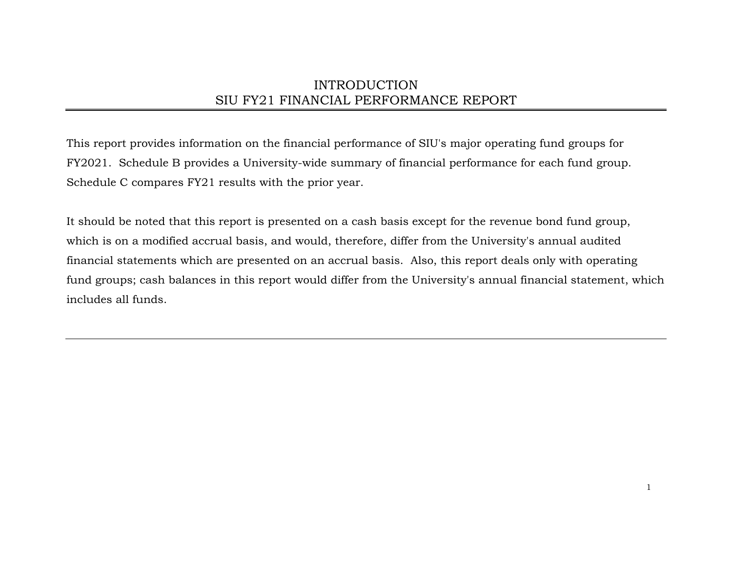# INTRODUCTION
# SIU FY21 FINANCIAL PERFORMANCE REPORT

This report provides information on the financial performance of SIU's major operating fund groups for FY2021. Schedule B provides a University-wide summary of financial performance for each fund group. Schedule C compares FY21 results with the prior year.

It should be noted that this report is presented on a cash basis except for the revenue bond fund group, which is on a modified accrual basis, and would, therefore, differ from the University's annual audited financial statements which are presented on an accrual basis. Also, this report deals only with operating fund groups; cash balances in this report would differ from the University's annual financial statement, which includes all funds.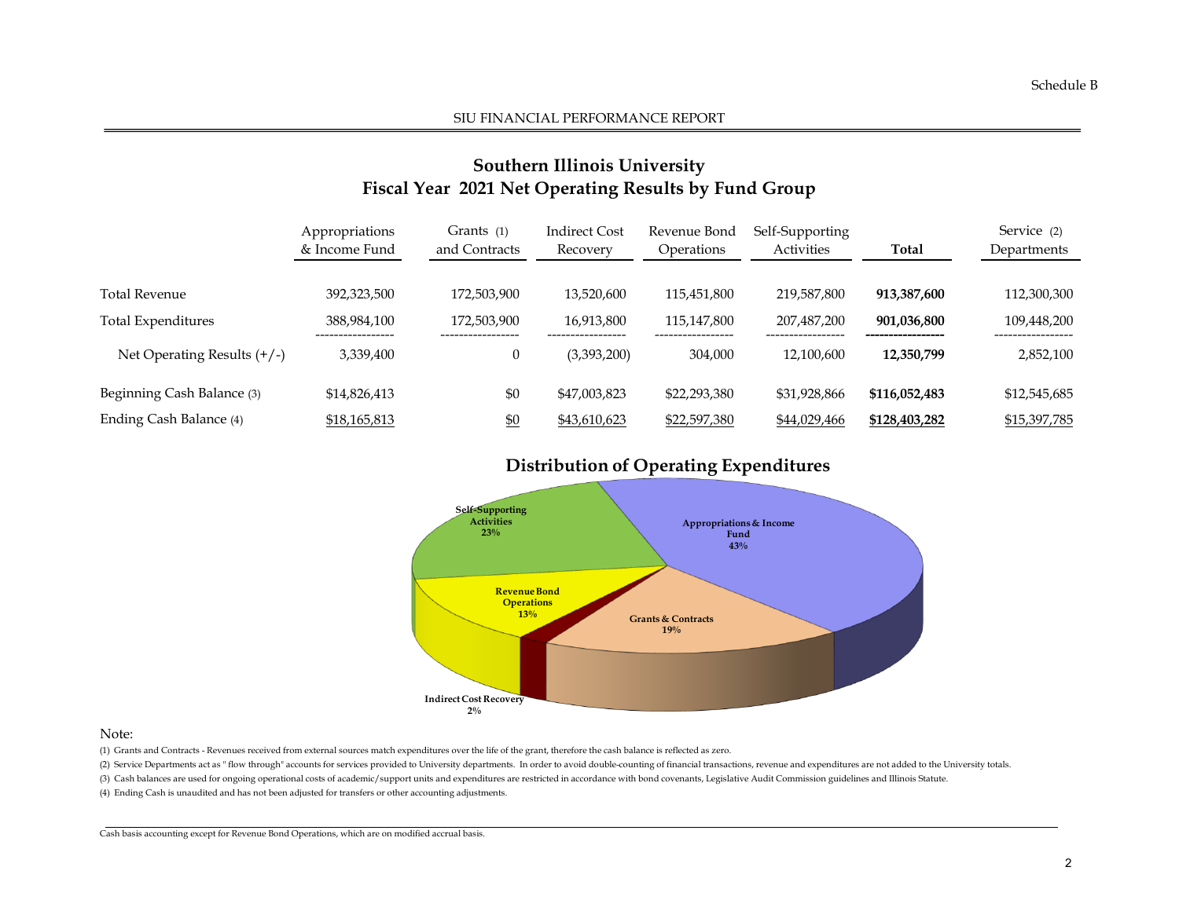Schedule B

SIU FINANCIAL PERFORMANCE REPORT

## Southern Illinois University
## Fiscal Year 2021 Net Operating Results by Fund Group

| | Appropriations & Income Fund | Grants (1) and Contracts | Indirect Cost Recovery | Revenue Bond Operations | Self-Supporting Activities | **Total** | Service (2) Departments |
|---|---|---|---|---|---|---|---|
| Total Revenue | 392,323,500 | 172,503,900 | 13,520,600 | 115,451,800 | 219,587,800 | **913,387,600** | 112,300,300 |
| Total Expenditures | 388,984,100 | 172,503,900 | 16,913,800 | 115,147,800 | 207,487,200 | **901,036,800** | 109,448,200 |
| Net Operating Results (+/-) | 3,339,400 | 0 | (3,393,200) | 304,000 | 12,100,600 | **12,350,799** | 2,852,100 |
| Beginning Cash Balance (3) | $14,826,413 | $0 | $47,003,823 | $22,293,380 | $31,928,866 | **$116,052,483** | $12,545,685 |
| Ending Cash Balance (4) | $18,165,813 | $0 | $43,610,623 | $22,597,380 | $44,029,466 | **$128,403,282** | $15,397,785 |

### Distribution of Operating Expenditures

- Appropriations & Income Fund 43%
- Grants & Contracts 19%
- Indirect Cost Recovery 2%
- Revenue Bond Operations 13%
- Self-Supporting Activities 23%

Note:

(1) Grants and Contracts - Revenues received from external sources match expenditures over the life of the grant, therefore the cash balance is reflected as zero.

(2) Service Departments act as " flow through" accounts for services provided to University departments. In order to avoid double-counting of financial transactions, revenue and expenditures are not added to the University totals.

(3) Cash balances are used for ongoing operational costs of academic/support units and expenditures are restricted in accordance with bond covenants, Legislative Audit Commission guidelines and Illinois Statute.

(4) Ending Cash is unaudited and has not been adjusted for transfers or other accounting adjustments.

Cash basis accounting except for Revenue Bond Operations, which are on modified accrual basis.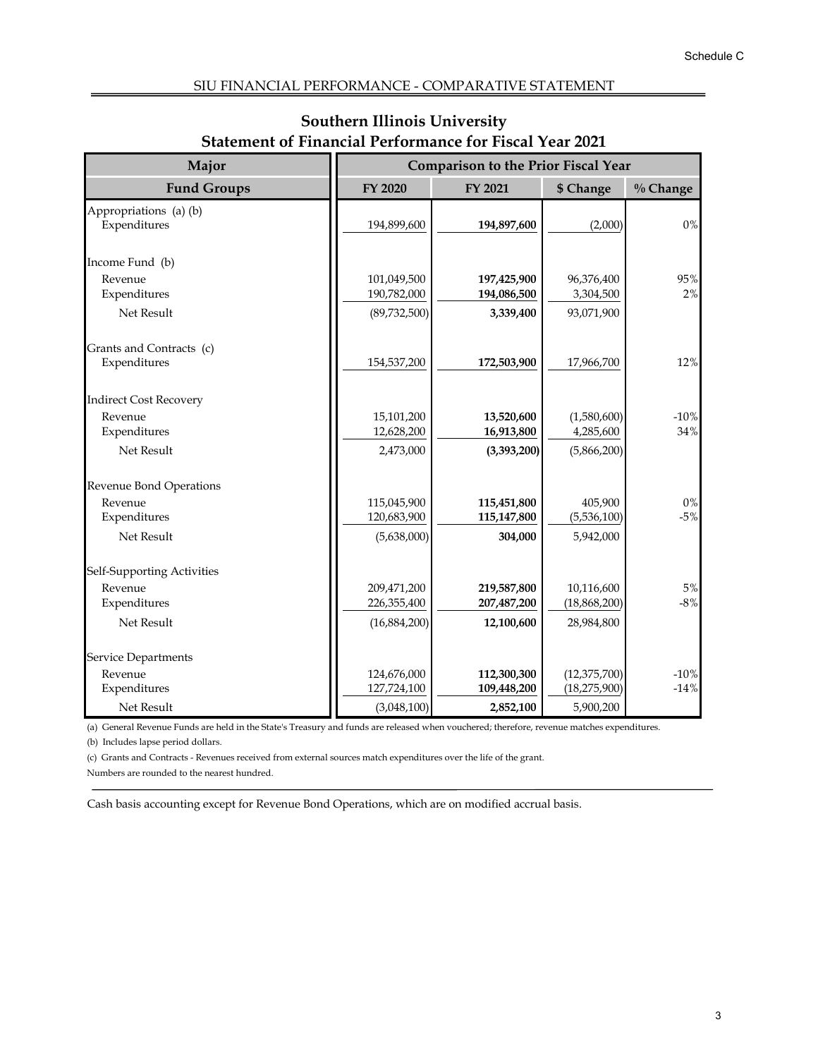Schedule C

SIU FINANCIAL PERFORMANCE - COMPARATIVE STATEMENT

## Southern Illinois University
## Statement of Financial Performance for Fiscal Year 2021

| Major | Comparison to the Prior Fiscal Year | | | |
|---|---|---|---|---|
| **Fund Groups** | **FY 2020** | **FY 2021** | **$ Change** | **% Change** |
| Appropriations (a) (b) | | | | |
| Expenditures | 194,899,600 | **194,897,600** | (2,000) | 0% |
| Income Fund (b) | | | | |
| Revenue | 101,049,500 | **197,425,900** | 96,376,400 | 95% |
| Expenditures | 190,782,000 | **194,086,500** | 3,304,500 | 2% |
| Net Result | (89,732,500) | **3,339,400** | 93,071,900 | |
| Grants and Contracts (c) | | | | |
| Expenditures | 154,537,200 | **172,503,900** | 17,966,700 | 12% |
| Indirect Cost Recovery | | | | |
| Revenue | 15,101,200 | **13,520,600** | (1,580,600) | -10% |
| Expenditures | 12,628,200 | **16,913,800** | 4,285,600 | 34% |
| Net Result | 2,473,000 | **(3,393,200)** | (5,866,200) | |
| Revenue Bond Operations | | | | |
| Revenue | 115,045,900 | **115,451,800** | 405,900 | 0% |
| Expenditures | 120,683,900 | **115,147,800** | (5,536,100) | -5% |
| Net Result | (5,638,000) | **304,000** | 5,942,000 | |
| Self-Supporting Activities | | | | |
| Revenue | 209,471,200 | **219,587,800** | 10,116,600 | 5% |
| Expenditures | 226,355,400 | **207,487,200** | (18,868,200) | -8% |
| Net Result | (16,884,200) | **12,100,600** | 28,984,800 | |
| Service Departments | | | | |
| Revenue | 124,676,000 | **112,300,300** | (12,375,700) | -10% |
| Expenditures | 127,724,100 | **109,448,200** | (18,275,900) | -14% |
| Net Result | (3,048,100) | **2,852,100** | 5,900,200 | |

(a) General Revenue Funds are held in the State's Treasury and funds are released when vouchered; therefore, revenue matches expenditures.

(b) Includes lapse period dollars.

(c) Grants and Contracts - Revenues received from external sources match expenditures over the life of the grant.

Numbers are rounded to the nearest hundred.

Cash basis accounting except for Revenue Bond Operations, which are on modified accrual basis.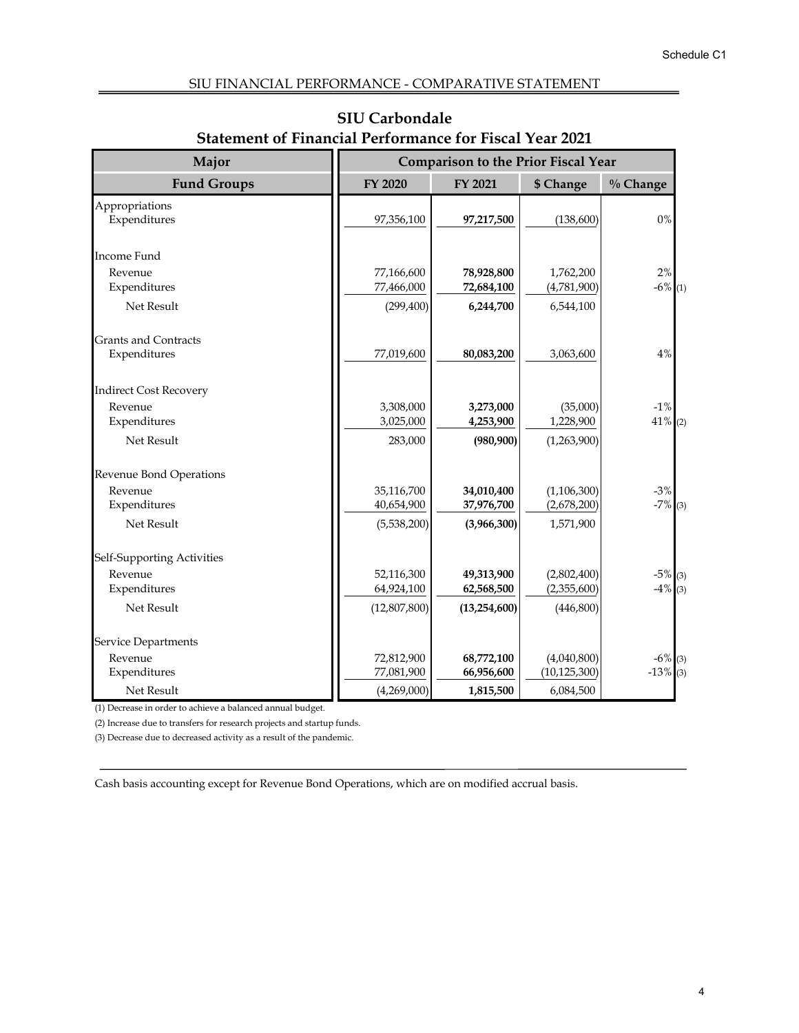Schedule C1

## SIU FINANCIAL PERFORMANCE - COMPARATIVE STATEMENT

# SIU Carbondale
## Statement of Financial Performance for Fiscal Year 2021

| Major Fund Groups | Comparison to the Prior Fiscal Year | | | | |
|---|---|---|---|---|---|
| | FY 2020 | FY 2021 | $ Change | % Change | |
| **Appropriations** | | | | | |
| Expenditures | 97,356,100 | **97,217,500** | (138,600) | 0% | |
| **Income Fund** | | | | | |
| Revenue | 77,166,600 | **78,928,800** | 1,762,200 | 2% | |
| Expenditures | 77,466,000 | **72,684,100** | (4,781,900) | -6% | (1) |
| Net Result | (299,400) | **6,244,700** | 6,544,100 | | |
| **Grants and Contracts** | | | | | |
| Expenditures | 77,019,600 | **80,083,200** | 3,063,600 | 4% | |
| **Indirect Cost Recovery** | | | | | |
| Revenue | 3,308,000 | **3,273,000** | (35,000) | -1% | |
| Expenditures | 3,025,000 | **4,253,900** | 1,228,900 | 41% | (2) |
| Net Result | 283,000 | **(980,900)** | (1,263,900) | | |
| **Revenue Bond Operations** | | | | | |
| Revenue | 35,116,700 | **34,010,400** | (1,106,300) | -3% | |
| Expenditures | 40,654,900 | **37,976,700** | (2,678,200) | -7% | (3) |
| Net Result | (5,538,200) | **(3,966,300)** | 1,571,900 | | |
| **Self-Supporting Activities** | | | | | |
| Revenue | 52,116,300 | **49,313,900** | (2,802,400) | -5% | (3) |
| Expenditures | 64,924,100 | **62,568,500** | (2,355,600) | -4% | (3) |
| Net Result | (12,807,800) | **(13,254,600)** | (446,800) | | |
| **Service Departments** | | | | | |
| Revenue | 72,812,900 | **68,772,100** | (4,040,800) | -6% | (3) |
| Expenditures | 77,081,900 | **66,956,600** | (10,125,300) | -13% | (3) |
| Net Result | (4,269,000) | **1,815,500** | 6,084,500 | | |

(1) Decrease in order to achieve a balanced annual budget.

(2) Increase due to transfers for research projects and startup funds.

(3) Decrease due to decreased activity as a result of the pandemic.

Cash basis accounting except for Revenue Bond Operations, which are on modified accrual basis.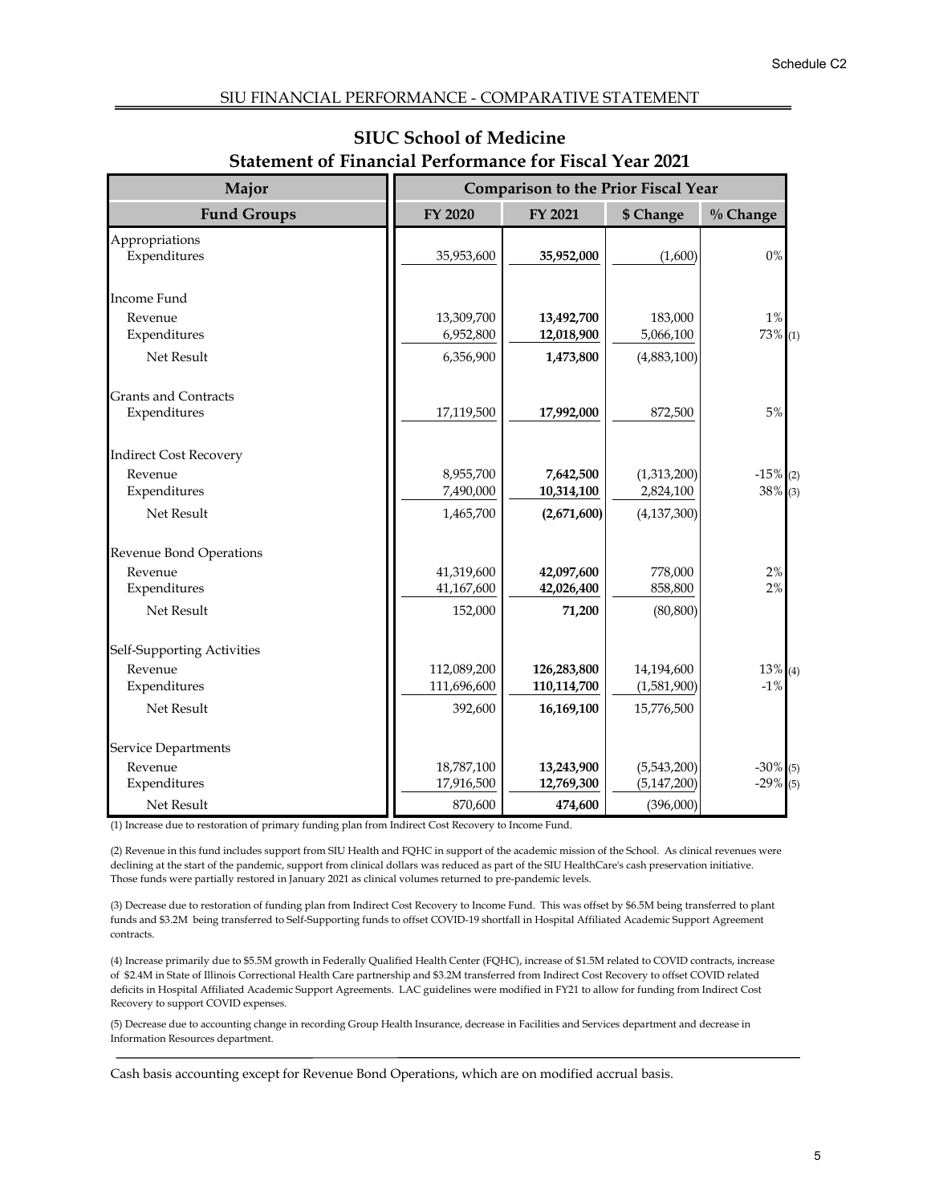Schedule C2

SIU FINANCIAL PERFORMANCE - COMPARATIVE STATEMENT

## SIUC School of Medicine
## Statement of Financial Performance for Fiscal Year 2021

| Major | Comparison to the Prior Fiscal Year | | | |
|---|---|---|---|---|
| **Fund Groups** | **FY 2020** | **FY 2021** | **$ Change** | **% Change** |
| Appropriations | | | | |
| Expenditures | 35,953,600 | **35,952,000** | (1,600) | 0% |
| Income Fund | | | | |
| Revenue | 13,309,700 | **13,492,700** | 183,000 | 1% |
| Expenditures | 6,952,800 | **12,018,900** | 5,066,100 | 73% (1) |
| Net Result | 6,356,900 | **1,473,800** | (4,883,100) | |
| Grants and Contracts | | | | |
| Expenditures | 17,119,500 | **17,992,000** | 872,500 | 5% |
| Indirect Cost Recovery | | | | |
| Revenue | 8,955,700 | **7,642,500** | (1,313,200) | -15% (2) |
| Expenditures | 7,490,000 | **10,314,100** | 2,824,100 | 38% (3) |
| Net Result | 1,465,700 | **(2,671,600)** | (4,137,300) | |
| Revenue Bond Operations | | | | |
| Revenue | 41,319,600 | **42,097,600** | 778,000 | 2% |
| Expenditures | 41,167,600 | **42,026,400** | 858,800 | 2% |
| Net Result | 152,000 | **71,200** | (80,800) | |
| Self-Supporting Activities | | | | |
| Revenue | 112,089,200 | **126,283,800** | 14,194,600 | 13% (4) |
| Expenditures | 111,696,600 | **110,114,700** | (1,581,900) | -1% |
| Net Result | 392,600 | **16,169,100** | 15,776,500 | |
| Service Departments | | | | |
| Revenue | 18,787,100 | **13,243,900** | (5,543,200) | -30% (5) |
| Expenditures | 17,916,500 | **12,769,300** | (5,147,200) | -29% (5) |
| Net Result | 870,600 | **474,600** | (396,000) | |

(1) Increase due to restoration of primary funding plan from Indirect Cost Recovery to Income Fund.

(2) Revenue in this fund includes support from SIU Health and FQHC in support of the academic mission of the School. As clinical revenues were declining at the start of the pandemic, support from clinical dollars was reduced as part of the SIU HealthCare's cash preservation initiative. Those funds were partially restored in January 2021 as clinical volumes returned to pre-pandemic levels.

(3) Decrease due to restoration of funding plan from Indirect Cost Recovery to Income Fund. This was offset by $6.5M being transferred to plant funds and $3.2M being transferred to Self-Supporting funds to offset COVID-19 shortfall in Hospital Affiliated Academic Support Agreement contracts.

(4) Increase primarily due to $5.5M growth in Federally Qualified Health Center (FQHC), increase of $1.5M related to COVID contracts, increase of $2.4M in State of Illinois Correctional Health Care partnership and $3.2M transferred from Indirect Cost Recovery to offset COVID related deficits in Hospital Affiliated Academic Support Agreements. LAC guidelines were modified in FY21 to allow for funding from Indirect Cost Recovery to support COVID expenses.

(5) Decrease due to accounting change in recording Group Health Insurance, decrease in Facilities and Services department and decrease in Information Resources department.

Cash basis accounting except for Revenue Bond Operations, which are on modified accrual basis.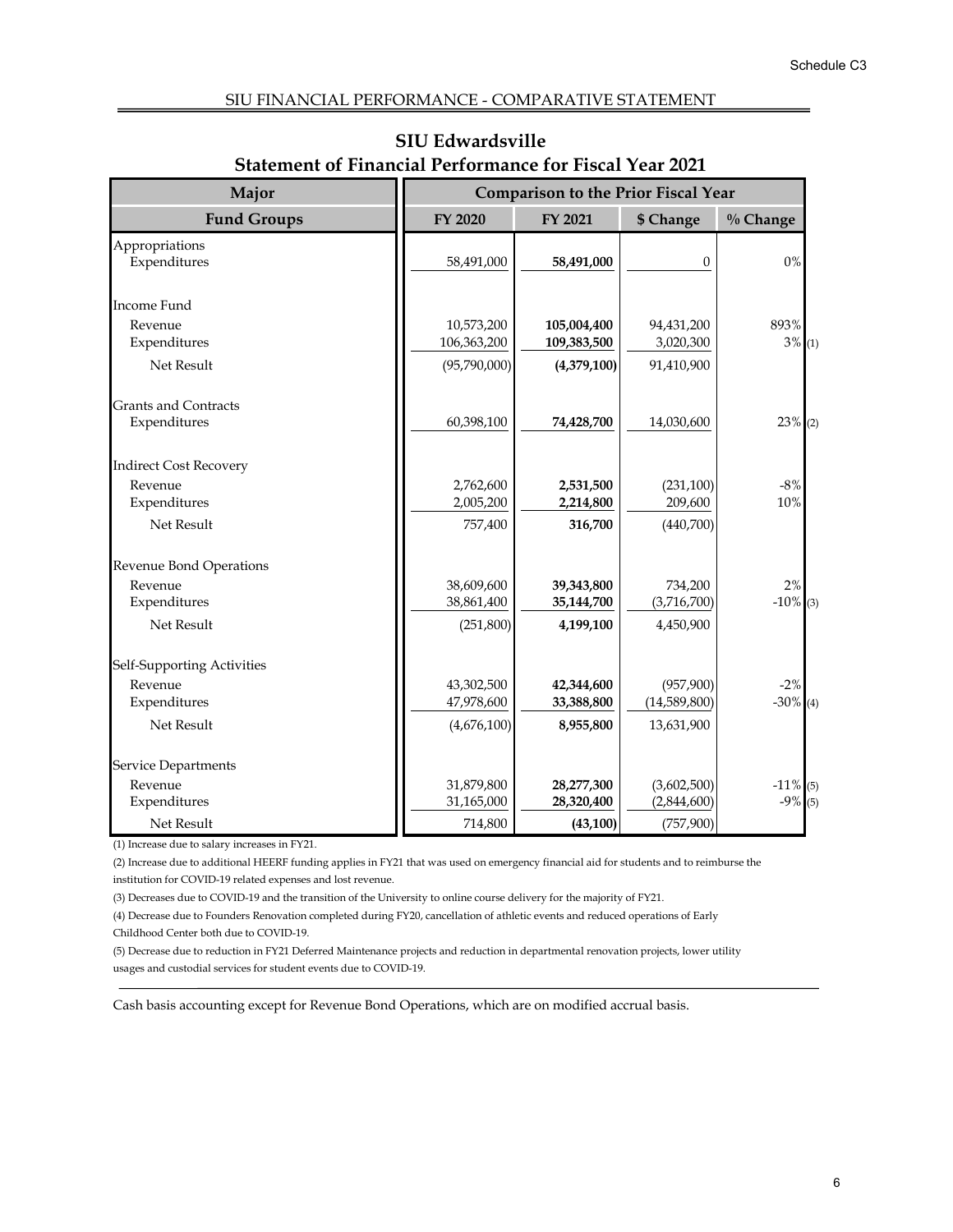Schedule C3

SIU FINANCIAL PERFORMANCE - COMPARATIVE STATEMENT

## SIU Edwardsville
## Statement of Financial Performance for Fiscal Year 2021

| Major | Comparison to the Prior Fiscal Year | | | |
|---|---|---|---|---|
| **Fund Groups** | **FY 2020** | **FY 2021** | **$ Change** | **% Change** |
| Appropriations | | | | |
| Expenditures | 58,491,000 | **58,491,000** | 0 | 0% |
| Income Fund | | | | |
| Revenue | 10,573,200 | **105,004,400** | 94,431,200 | 893% |
| Expenditures | 106,363,200 | **109,383,500** | 3,020,300 | 3% (1) |
| Net Result | (95,790,000) | **(4,379,100)** | 91,410,900 | |
| Grants and Contracts | | | | |
| Expenditures | 60,398,100 | **74,428,700** | 14,030,600 | 23% (2) |
| Indirect Cost Recovery | | | | |
| Revenue | 2,762,600 | **2,531,500** | (231,100) | -8% |
| Expenditures | 2,005,200 | **2,214,800** | 209,600 | 10% |
| Net Result | 757,400 | **316,700** | (440,700) | |
| Revenue Bond Operations | | | | |
| Revenue | 38,609,600 | **39,343,800** | 734,200 | 2% |
| Expenditures | 38,861,400 | **35,144,700** | (3,716,700) | -10% (3) |
| Net Result | (251,800) | **4,199,100** | 4,450,900 | |
| Self-Supporting Activities | | | | |
| Revenue | 43,302,500 | **42,344,600** | (957,900) | -2% |
| Expenditures | 47,978,600 | **33,388,800** | (14,589,800) | -30% (4) |
| Net Result | (4,676,100) | **8,955,800** | 13,631,900 | |
| Service Departments | | | | |
| Revenue | 31,879,800 | **28,277,300** | (3,602,500) | -11% (5) |
| Expenditures | 31,165,000 | **28,320,400** | (2,844,600) | -9% (5) |
| Net Result | 714,800 | **(43,100)** | (757,900) | |

(1) Increase due to salary increases in FY21.

(2) Increase due to additional HEERF funding applies in FY21 that was used on emergency financial aid for students and to reimburse the institution for COVID-19 related expenses and lost revenue.

(3) Decreases due to COVID-19 and the transition of the University to online course delivery for the majority of FY21.

(4) Decrease due to Founders Renovation completed during FY20, cancellation of athletic events and reduced operations of Early Childhood Center both due to COVID-19.

(5) Decrease due to reduction in FY21 Deferred Maintenance projects and reduction in departmental renovation projects, lower utility usages and custodial services for student events due to COVID-19.

Cash basis accounting except for Revenue Bond Operations, which are on modified accrual basis.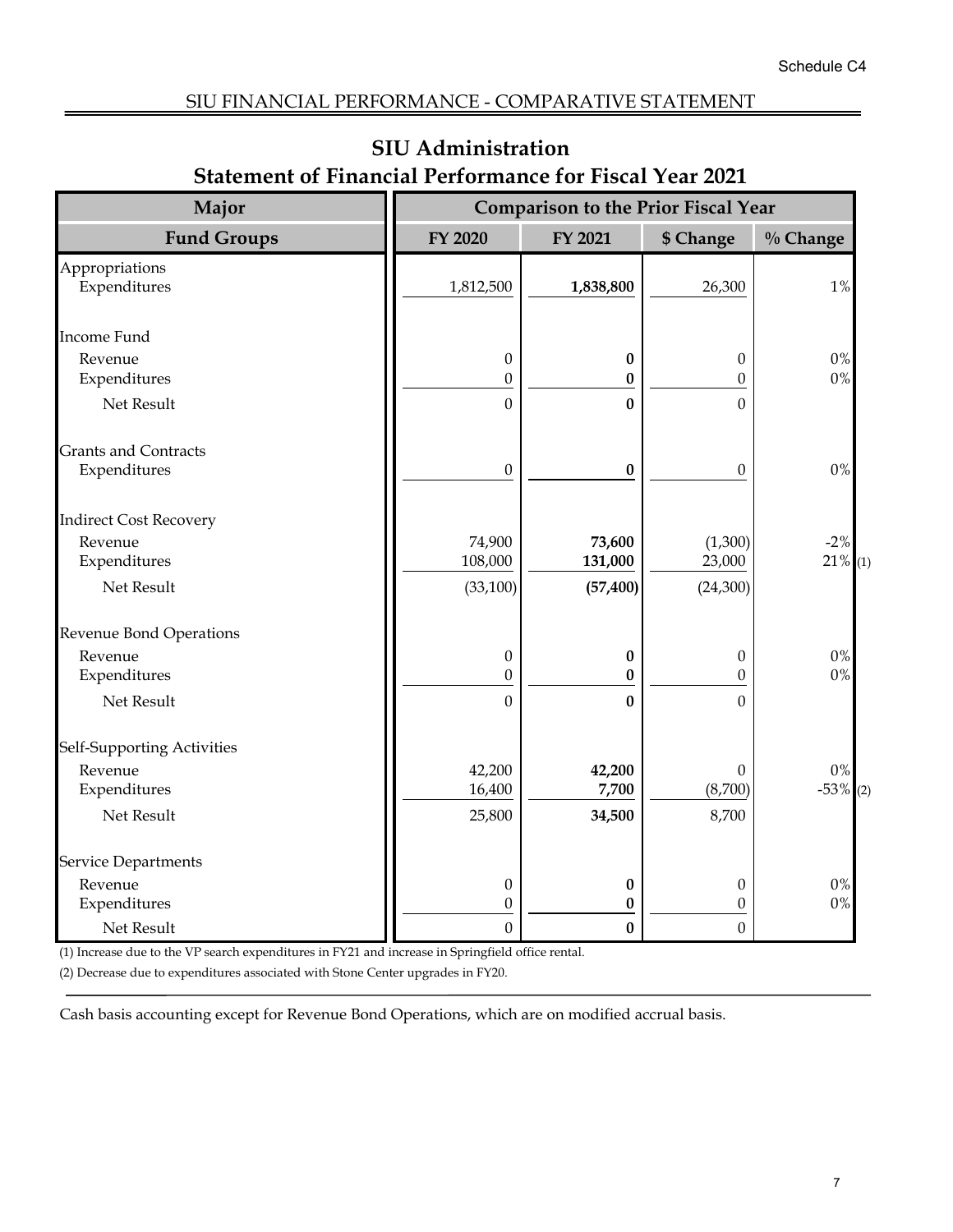Schedule C4

SIU FINANCIAL PERFORMANCE - COMPARATIVE STATEMENT

## SIU Administration
## Statement of Financial Performance for Fiscal Year 2021

| Major | Comparison to the Prior Fiscal Year | | | |
|---|---|---|---|---|
| **Fund Groups** | **FY 2020** | **FY 2021** | **$ Change** | **% Change** |
| Appropriations | | | | |
| Expenditures | 1,812,500 | **1,838,800** | 26,300 | 1% |
| Income Fund | | | | |
| Revenue | 0 | **0** | 0 | 0% |
| Expenditures | 0 | **0** | 0 | 0% |
| Net Result | 0 | **0** | 0 | |
| Grants and Contracts | | | | |
| Expenditures | 0 | **0** | 0 | 0% |
| Indirect Cost Recovery | | | | |
| Revenue | 74,900 | **73,600** | (1,300) | -2% |
| Expenditures | 108,000 | **131,000** | 23,000 | 21% (1) |
| Net Result | (33,100) | **(57,400)** | (24,300) | |
| Revenue Bond Operations | | | | |
| Revenue | 0 | **0** | 0 | 0% |
| Expenditures | 0 | **0** | 0 | 0% |
| Net Result | 0 | **0** | 0 | |
| Self-Supporting Activities | | | | |
| Revenue | 42,200 | **42,200** | 0 | 0% |
| Expenditures | 16,400 | **7,700** | (8,700) | -53% (2) |
| Net Result | 25,800 | **34,500** | 8,700 | |
| Service Departments | | | | |
| Revenue | 0 | **0** | 0 | 0% |
| Expenditures | 0 | **0** | 0 | 0% |
| Net Result | 0 | **0** | 0 | |

(1) Increase due to the VP search expenditures in FY21 and increase in Springfield office rental.

(2) Decrease due to expenditures associated with Stone Center upgrades in FY20.

Cash basis accounting except for Revenue Bond Operations, which are on modified accrual basis.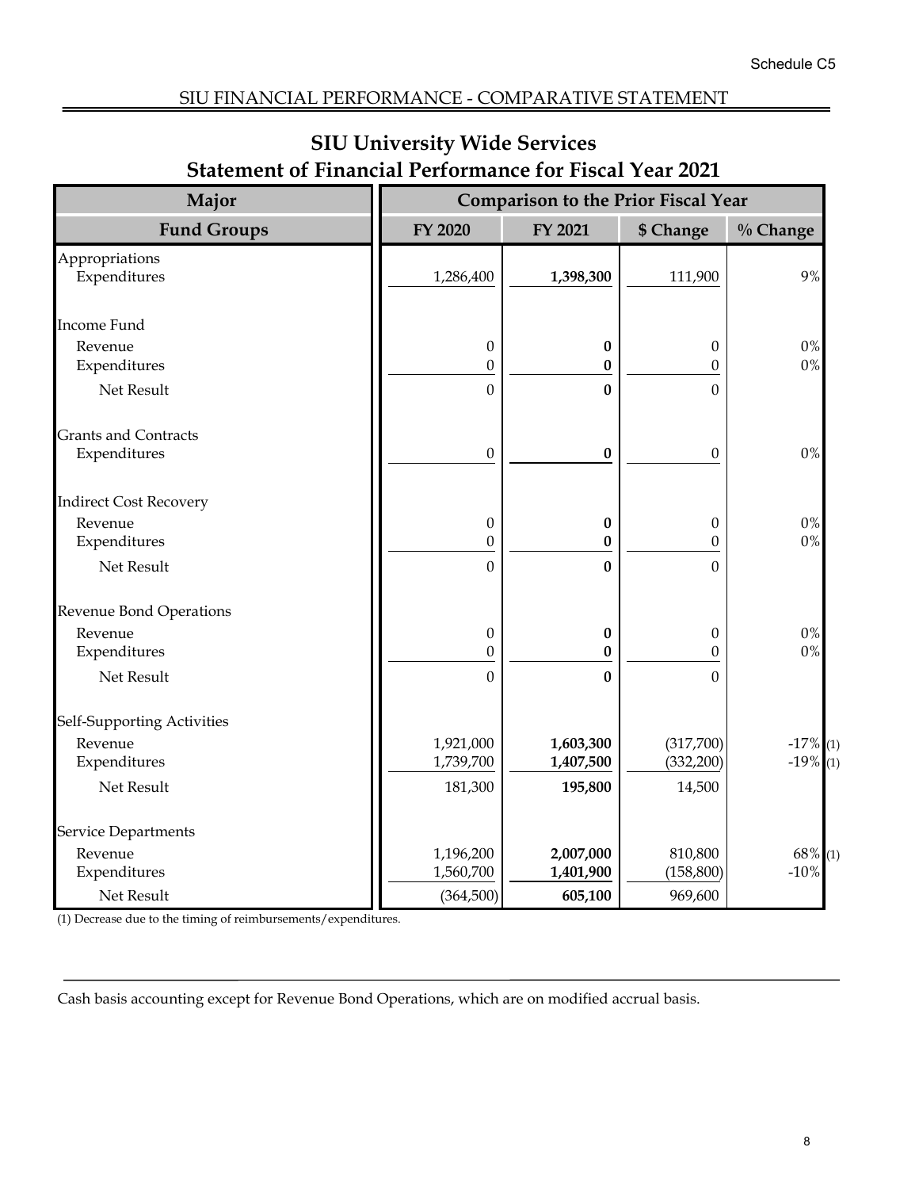Schedule C5

SIU FINANCIAL PERFORMANCE - COMPARATIVE STATEMENT

## SIU University Wide Services
## Statement of Financial Performance for Fiscal Year 2021

| Major | Comparison to the Prior Fiscal Year | | | |
|---|---|---|---|---|
| **Fund Groups** | **FY 2020** | **FY 2021** | **$ Change** | **% Change** |
| Appropriations | | | | |
| Expenditures | 1,286,400 | **1,398,300** | 111,900 | 9% |
| Income Fund | | | | |
| Revenue | 0 | **0** | 0 | 0% |
| Expenditures | 0 | **0** | 0 | 0% |
| Net Result | 0 | **0** | 0 | |
| Grants and Contracts | | | | |
| Expenditures | 0 | **0** | 0 | 0% |
| Indirect Cost Recovery | | | | |
| Revenue | 0 | **0** | 0 | 0% |
| Expenditures | 0 | **0** | 0 | 0% |
| Net Result | 0 | **0** | 0 | |
| Revenue Bond Operations | | | | |
| Revenue | 0 | **0** | 0 | 0% |
| Expenditures | 0 | **0** | 0 | 0% |
| Net Result | 0 | **0** | 0 | |
| Self-Supporting Activities | | | | |
| Revenue | 1,921,000 | **1,603,300** | (317,700) | -17% (1) |
| Expenditures | 1,739,700 | **1,407,500** | (332,200) | -19% (1) |
| Net Result | 181,300 | **195,800** | 14,500 | |
| Service Departments | | | | |
| Revenue | 1,196,200 | **2,007,000** | 810,800 | 68% (1) |
| Expenditures | 1,560,700 | **1,401,900** | (158,800) | -10% |
| Net Result | (364,500) | **605,100** | 969,600 | |

(1) Decrease due to the timing of reimbursements/expenditures.

Cash basis accounting except for Revenue Bond Operations, which are on modified accrual basis.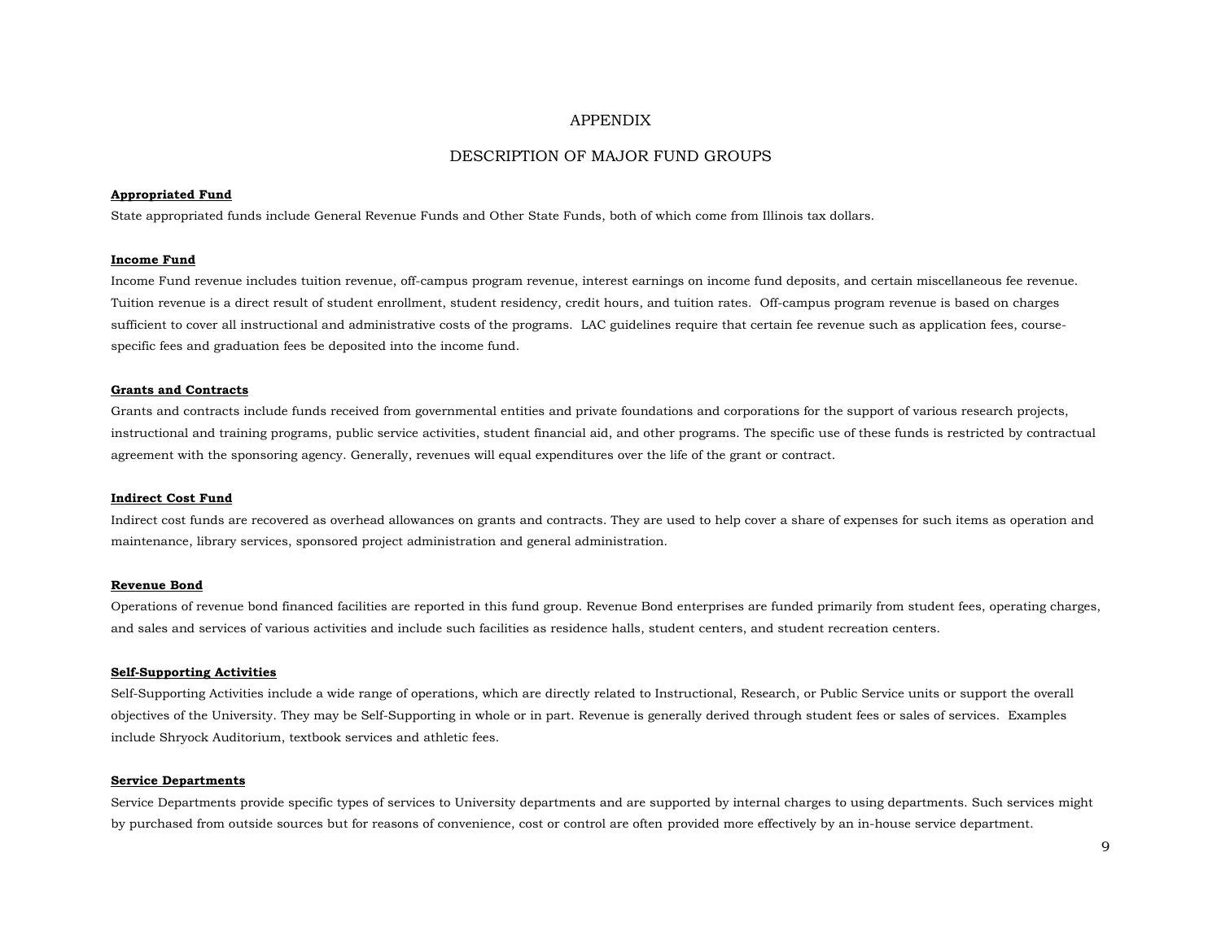# APPENDIX

## DESCRIPTION OF MAJOR FUND GROUPS

**Appropriated Fund**

State appropriated funds include General Revenue Funds and Other State Funds, both of which come from Illinois tax dollars.

**Income Fund**

Income Fund revenue includes tuition revenue, off-campus program revenue, interest earnings on income fund deposits, and certain miscellaneous fee revenue. Tuition revenue is a direct result of student enrollment, student residency, credit hours, and tuition rates. Off-campus program revenue is based on charges sufficient to cover all instructional and administrative costs of the programs. LAC guidelines require that certain fee revenue such as application fees, course-specific fees and graduation fees be deposited into the income fund.

**Grants and Contracts**

Grants and contracts include funds received from governmental entities and private foundations and corporations for the support of various research projects, instructional and training programs, public service activities, student financial aid, and other programs. The specific use of these funds is restricted by contractual agreement with the sponsoring agency. Generally, revenues will equal expenditures over the life of the grant or contract.

**Indirect Cost Fund**

Indirect cost funds are recovered as overhead allowances on grants and contracts. They are used to help cover a share of expenses for such items as operation and maintenance, library services, sponsored project administration and general administration.

**Revenue Bond**

Operations of revenue bond financed facilities are reported in this fund group. Revenue Bond enterprises are funded primarily from student fees, operating charges, and sales and services of various activities and include such facilities as residence halls, student centers, and student recreation centers.

**Self-Supporting Activities**

Self-Supporting Activities include a wide range of operations, which are directly related to Instructional, Research, or Public Service units or support the overall objectives of the University. They may be Self-Supporting in whole or in part. Revenue is generally derived through student fees or sales of services. Examples include Shryock Auditorium, textbook services and athletic fees.

**Service Departments**

Service Departments provide specific types of services to University departments and are supported by internal charges to using departments. Such services might by purchased from outside sources but for reasons of convenience, cost or control are often provided more effectively by an in-house service department.